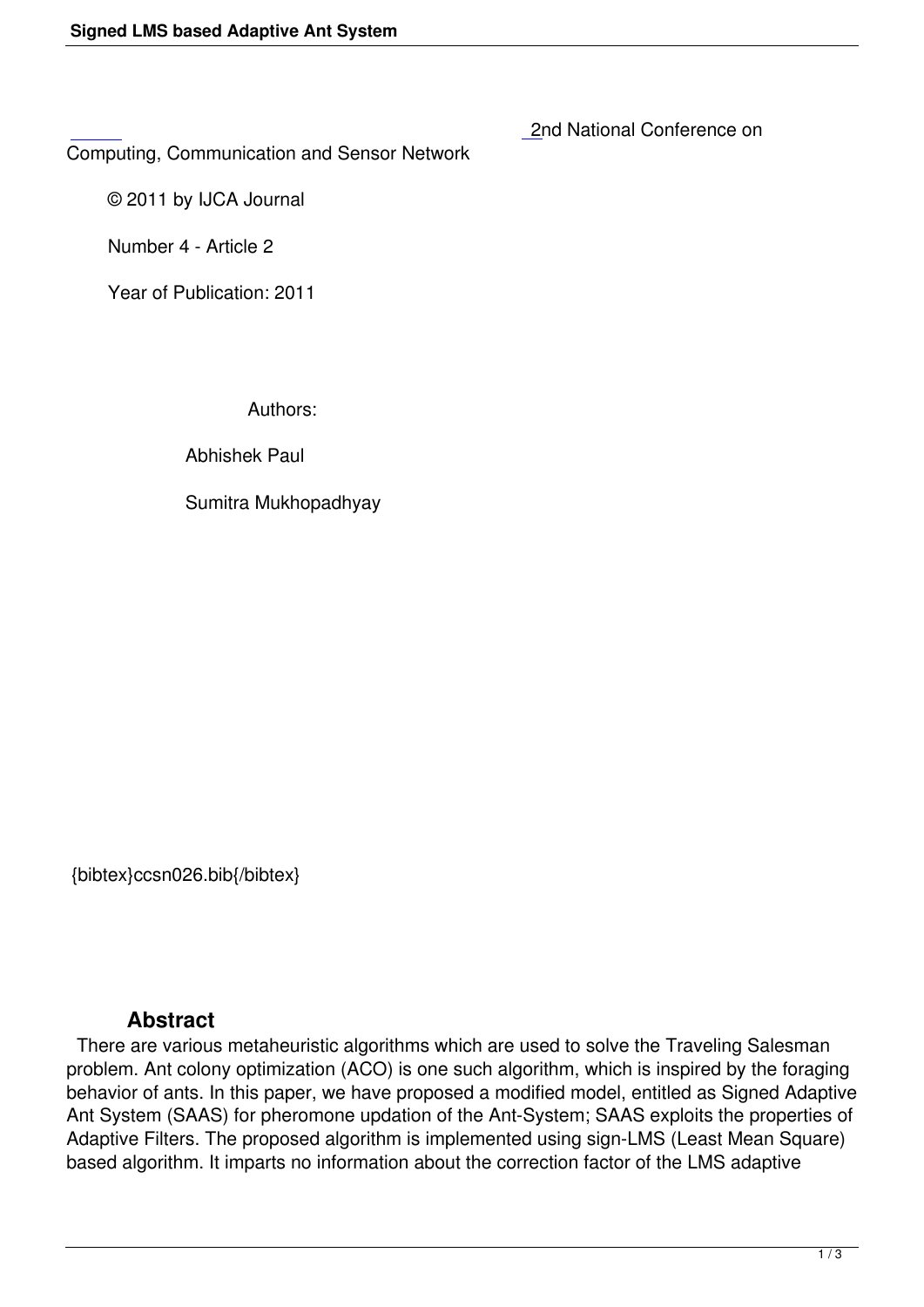2nd National Conference on Computing, Communication and Sensor Network

© 2011 by IJCA Journal

Number 4 - Article 2

Year of Publication: 2011

Authors:

Abhishek Paul

Sumitra Mukhopadhyay

{bibtex}ccsn026.bib{/bibtex}

## Abstract

There are various metaheuristic algorithms which are used to solve the Traveling Salesman problem. Ant colony optimization (ACO) is one such algorithm, which is inspired by the foraging behavior of ants. In this paper, we have proposed a modified model, entitled as Signed Adaptive Ant System (SAAS) for pheromone updation of the Ant-System; SAAS exploits the properties of Adaptive Filters. The proposed algorithm is implemented using sign-LMS (Least Mean Square) based algorithm. It imparts no information about the correction factor of the LMS adaptive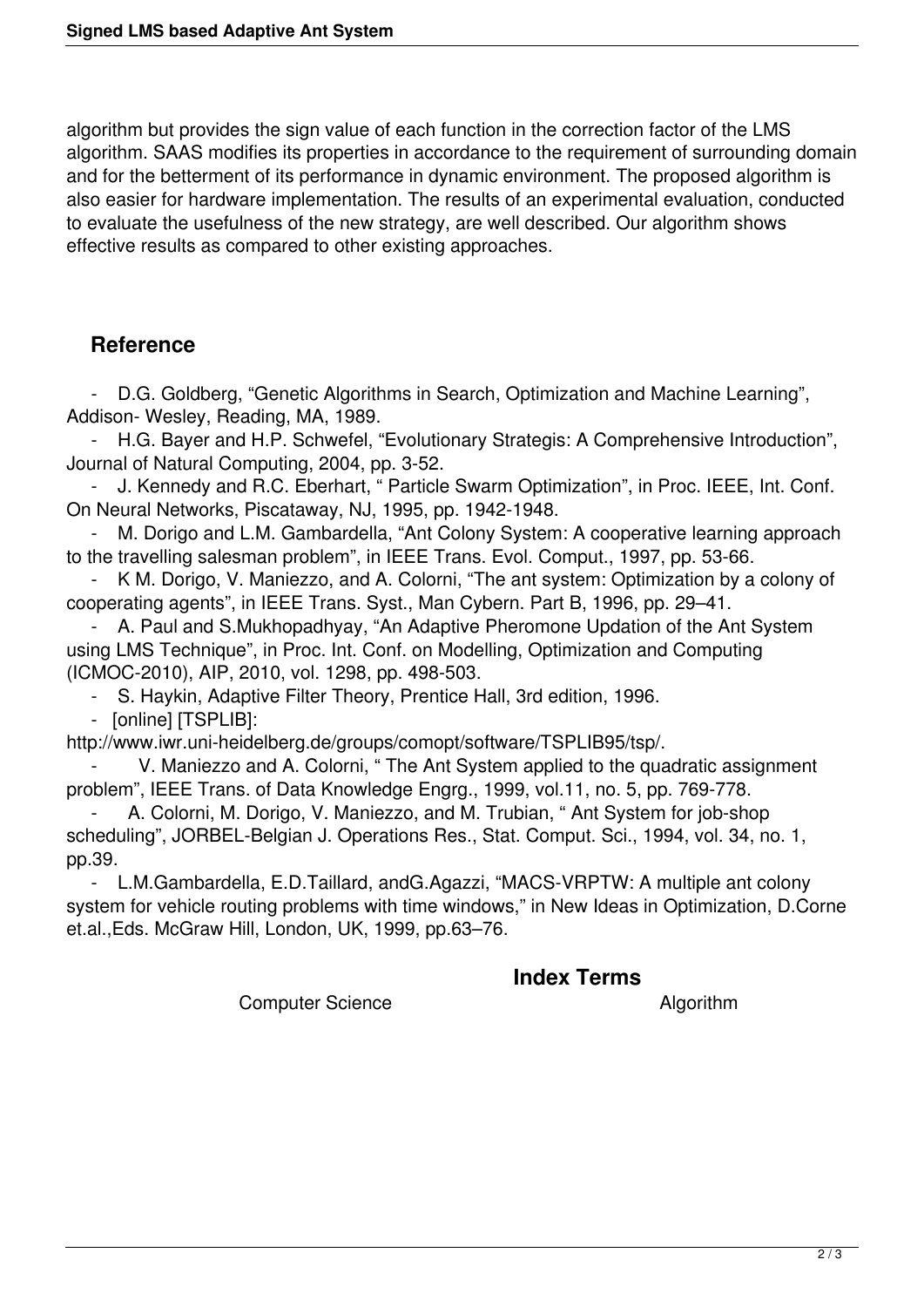algorithm but provides the sign value of each function in the correction factor of the LMS algorithm. SAAS modifies its properties in accordance to the requirement of surrounding domain and for the betterment of its performance in dynamic environment. The proposed algorithm is also easier for hardware implementation. The results of an experimental evaluation, conducted to evaluate the usefulness of the new strategy, are well described. Our algorithm shows effective results as compared to other existing approaches.

## Reference

- D.G. Goldberg, "Genetic Algorithms in Search, Optimization and Machine Learning", Addison- Wesley, Reading, MA, 1989.
- H.G. Bayer and H.P. Schwefel, "Evolutionary Strategis: A Comprehensive Introduction", Journal of Natural Computing, 2004, pp. 3-52.
- J. Kennedy and R.C. Eberhart, " Particle Swarm Optimization", in Proc. IEEE, Int. Conf. On Neural Networks, Piscataway, NJ, 1995, pp. 1942-1948.
- M. Dorigo and L.M. Gambardella, "Ant Colony System: A cooperative learning approach to the travelling salesman problem", in IEEE Trans. Evol. Comput., 1997, pp. 53-66.
- K M. Dorigo, V. Maniezzo, and A. Colorni, "The ant system: Optimization by a colony of cooperating agents", in IEEE Trans. Syst., Man Cybern. Part B, 1996, pp. 29–41.
- A. Paul and S.Mukhopadhyay, "An Adaptive Pheromone Updation of the Ant System using LMS Technique", in Proc. Int. Conf. on Modelling, Optimization and Computing (ICMOC-2010), AIP, 2010, vol. 1298, pp. 498-503.
- S. Haykin, Adaptive Filter Theory, Prentice Hall, 3rd edition, 1996.
- [online] [TSPLIB]: http://www.iwr.uni-heidelberg.de/groups/comopt/software/TSPLIB95/tsp/.
- V. Maniezzo and A. Colorni, " The Ant System applied to the quadratic assignment problem", IEEE Trans. of Data Knowledge Engrg., 1999, vol.11, no. 5, pp. 769-778.
- A. Colorni, M. Dorigo, V. Maniezzo, and M. Trubian, " Ant System for job-shop scheduling", JORBEL-Belgian J. Operations Res., Stat. Comput. Sci., 1994, vol. 34, no. 1, pp.39.
- L.M.Gambardella, E.D.Taillard, andG.Agazzi, "MACS-VRPTW: A multiple ant colony system for vehicle routing problems with time windows," in New Ideas in Optimization, D.Corne et.al.,Eds. McGraw Hill, London, UK, 1999, pp.63–76.

## Index Terms

Computer Science    Algorithm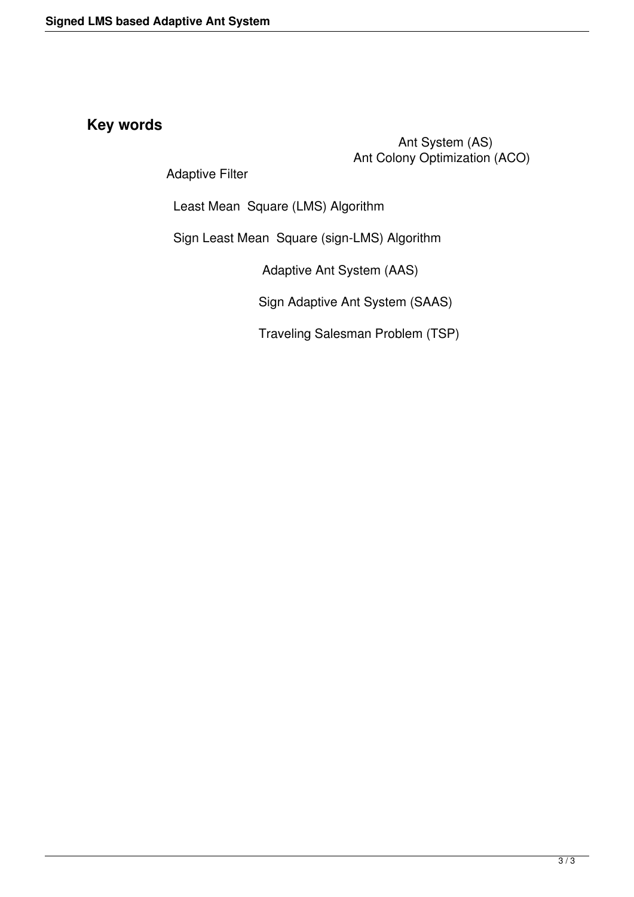## Key words

Ant System (AS)

Ant Colony Optimization (ACO)

Adaptive Filter

Least Mean Square (LMS) Algorithm

Sign Least Mean Square (sign-LMS) Algorithm

Adaptive Ant System (AAS)

Sign Adaptive Ant System (SAAS)

Traveling Salesman Problem (TSP)